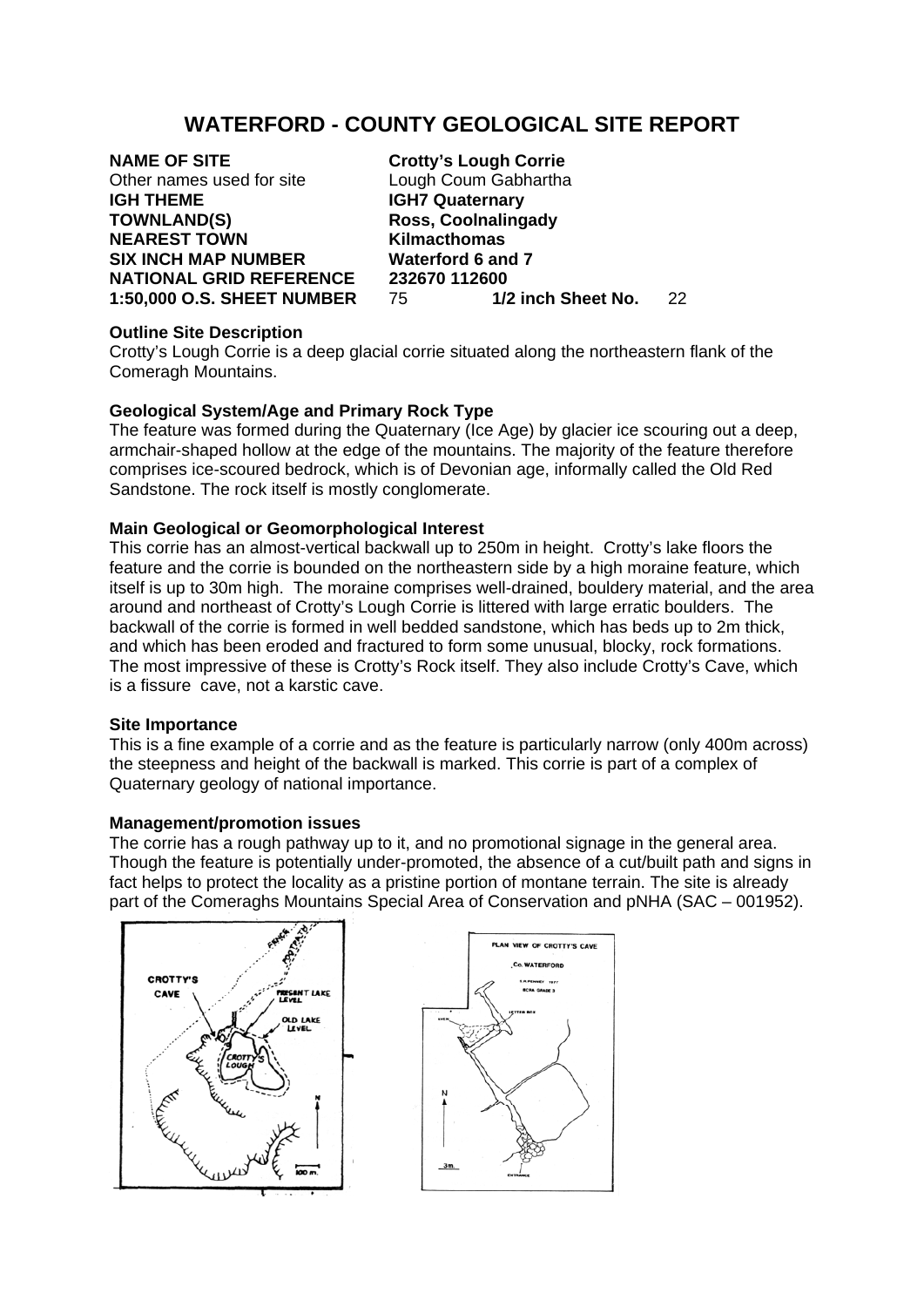# WATERFORD - COUNTY GEOLOGICAL SITE REPORT

**NAME OF SITE** **Crotty's Lough Corrie**
Other names used for site Lough Coum Gabhartha
**IGH THEME** **IGH7 Quaternary**
**TOWNLAND(S)** **Ross, Coolnalingady**
**NEAREST TOWN** **Kilmacthomas**
**SIX INCH MAP NUMBER** **Waterford 6 and 7**
**NATIONAL GRID REFERENCE** **232670 112600**
**1:50,000 O.S. SHEET NUMBER** 75 **1/2 inch Sheet No.** 22

**Outline Site Description**
Crotty's Lough Corrie is a deep glacial corrie situated along the northeastern flank of the Comeragh Mountains.

**Geological System/Age and Primary Rock Type**
The feature was formed during the Quaternary (Ice Age) by glacier ice scouring out a deep, armchair-shaped hollow at the edge of the mountains. The majority of the feature therefore comprises ice-scoured bedrock, which is of Devonian age, informally called the Old Red Sandstone. The rock itself is mostly conglomerate.

**Main Geological or Geomorphological Interest**
This corrie has an almost-vertical backwall up to 250m in height. Crotty's lake floors the feature and the corrie is bounded on the northeastern side by a high moraine feature, which itself is up to 30m high. The moraine comprises well-drained, bouldery material, and the area around and northeast of Crotty's Lough Corrie is littered with large erratic boulders. The backwall of the corrie is formed in well bedded sandstone, which has beds up to 2m thick, and which has been eroded and fractured to form some unusual, blocky, rock formations. The most impressive of these is Crotty's Rock itself. They also include Crotty's Cave, which is a fissure cave, not a karstic cave.

**Site Importance**
This is a fine example of a corrie and as the feature is particularly narrow (only 400m across) the steepness and height of the backwall is marked. This corrie is part of a complex of Quaternary geology of national importance.

**Management/promotion issues**
The corrie has a rough pathway up to it, and no promotional signage in the general area. Though the feature is potentially under-promoted, the absence of a cut/built path and signs in fact helps to protect the locality as a pristine portion of montane terrain. The site is already part of the Comeraghs Mountains Special Area of Conservation and pNHA (SAC – 001952).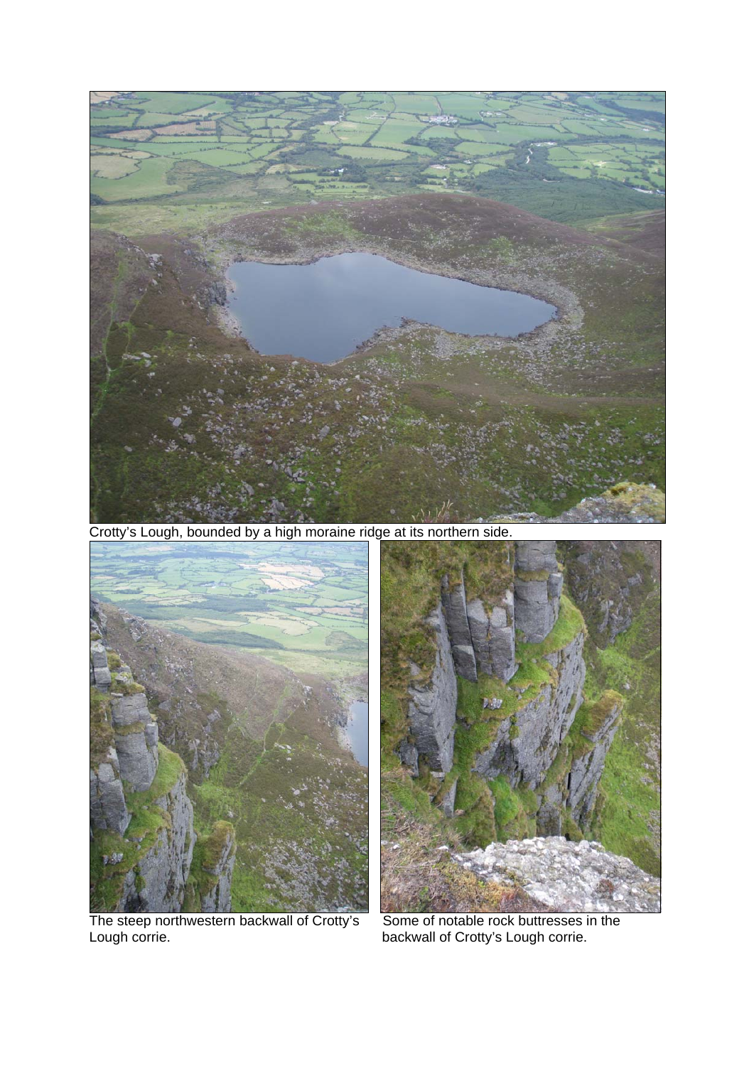Crotty's Lough, bounded by a high moraine ridge at its northern side.

The steep northwestern backwall of Crotty's Lough corrie.

Some of notable rock buttresses in the backwall of Crotty's Lough corrie.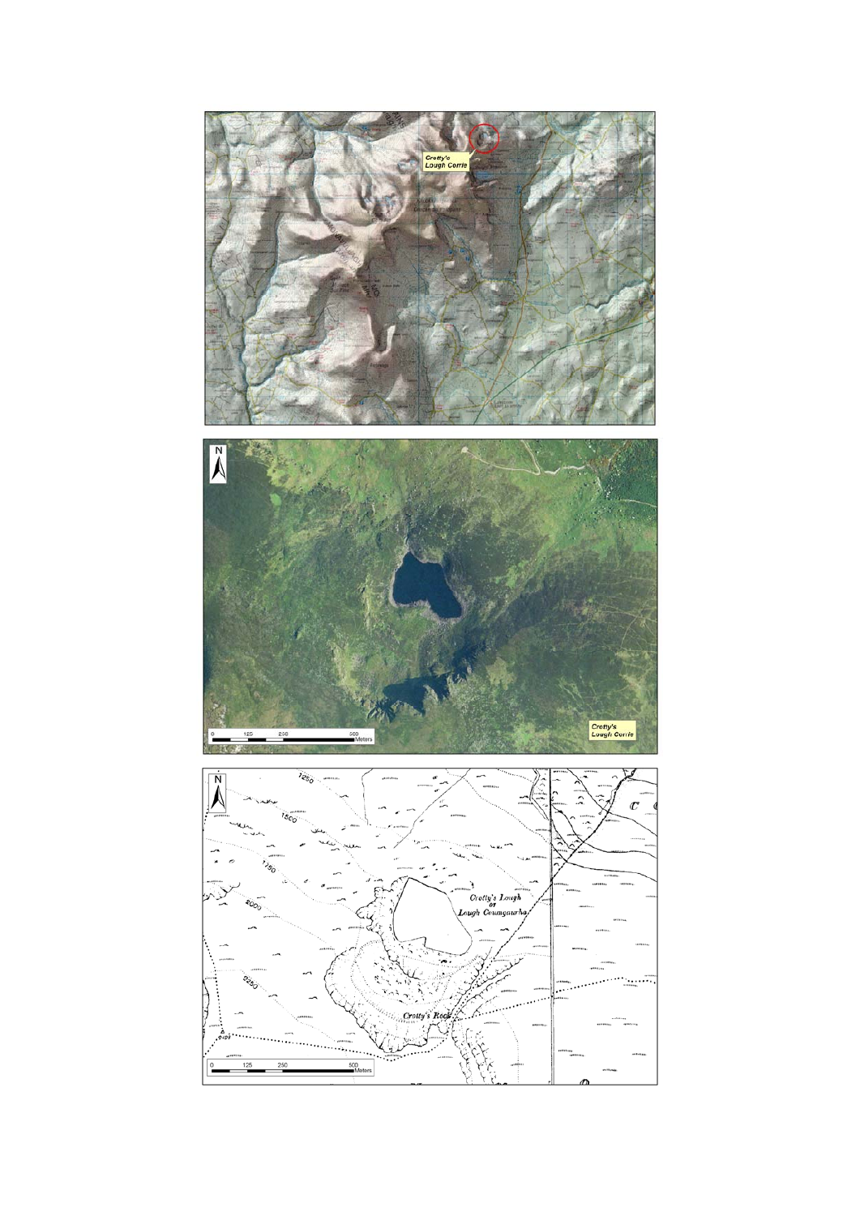Crotty's Lough Corrie

N

0 125 250 500 Meters

Crotty's Lough Corrie

N

1250

1500

1750

2000

2250

Crotty's Lough or Lough Coumgaurha

Crotty's Rock

0 125 250 500 Meters